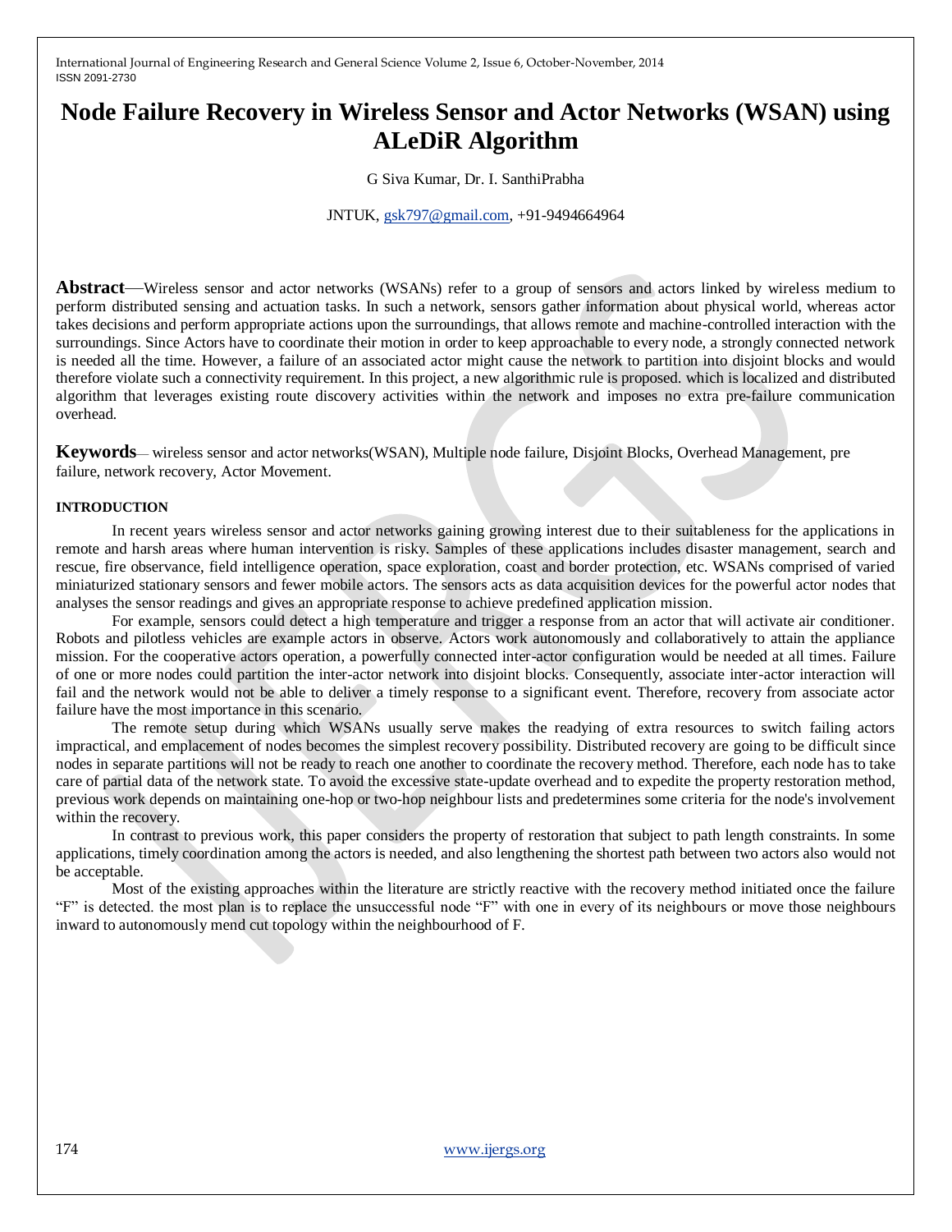# Node Failure Recovery in Wireless Sensor and Actor Networks (WSAN) using ALeDiR Algorithm

G Siva Kumar, Dr. I. SanthiPrabha

JNTUK, gsk797@gmail.com, +91-9494664964

**Abstract**—Wireless sensor and actor networks (WSANs) refer to a group of sensors and actors linked by wireless medium to perform distributed sensing and actuation tasks. In such a network, sensors gather information about physical world, whereas actor takes decisions and perform appropriate actions upon the surroundings, that allows remote and machine-controlled interaction with the surroundings. Since Actors have to coordinate their motion in order to keep approachable to every node, a strongly connected network is needed all the time. However, a failure of an associated actor might cause the network to partition into disjoint blocks and would therefore violate such a connectivity requirement. In this project, a new algorithmic rule is proposed. which is localized and distributed algorithm that leverages existing route discovery activities within the network and imposes no extra pre-failure communication overhead.

**Keywords**— wireless sensor and actor networks(WSAN), Multiple node failure, Disjoint Blocks, Overhead Management, pre failure, network recovery, Actor Movement.

## INTRODUCTION

In recent years wireless sensor and actor networks gaining growing interest due to their suitableness for the applications in remote and harsh areas where human intervention is risky. Samples of these applications includes disaster management, search and rescue, fire observance, field intelligence operation, space exploration, coast and border protection, etc. WSANs comprised of varied miniaturized stationary sensors and fewer mobile actors. The sensors acts as data acquisition devices for the powerful actor nodes that analyses the sensor readings and gives an appropriate response to achieve predefined application mission.

For example, sensors could detect a high temperature and trigger a response from an actor that will activate air conditioner. Robots and pilotless vehicles are example actors in observe. Actors work autonomously and collaboratively to attain the appliance mission. For the cooperative actors operation, a powerfully connected inter-actor configuration would be needed at all times. Failure of one or more nodes could partition the inter-actor network into disjoint blocks. Consequently, associate inter-actor interaction will fail and the network would not be able to deliver a timely response to a significant event. Therefore, recovery from associate actor failure have the most importance in this scenario.

The remote setup during which WSANs usually serve makes the readying of extra resources to switch failing actors impractical, and emplacement of nodes becomes the simplest recovery possibility. Distributed recovery are going to be difficult since nodes in separate partitions will not be ready to reach one another to coordinate the recovery method. Therefore, each node has to take care of partial data of the network state. To avoid the excessive state-update overhead and to expedite the property restoration method, previous work depends on maintaining one-hop or two-hop neighbour lists and predetermines some criteria for the node's involvement within the recovery.

In contrast to previous work, this paper considers the property of restoration that subject to path length constraints. In some applications, timely coordination among the actors is needed, and also lengthening the shortest path between two actors also would not be acceptable.

Most of the existing approaches within the literature are strictly reactive with the recovery method initiated once the failure "F" is detected. the most plan is to replace the unsuccessful node "F" with one in every of its neighbours or move those neighbours inward to autonomously mend cut topology within the neighbourhood of F.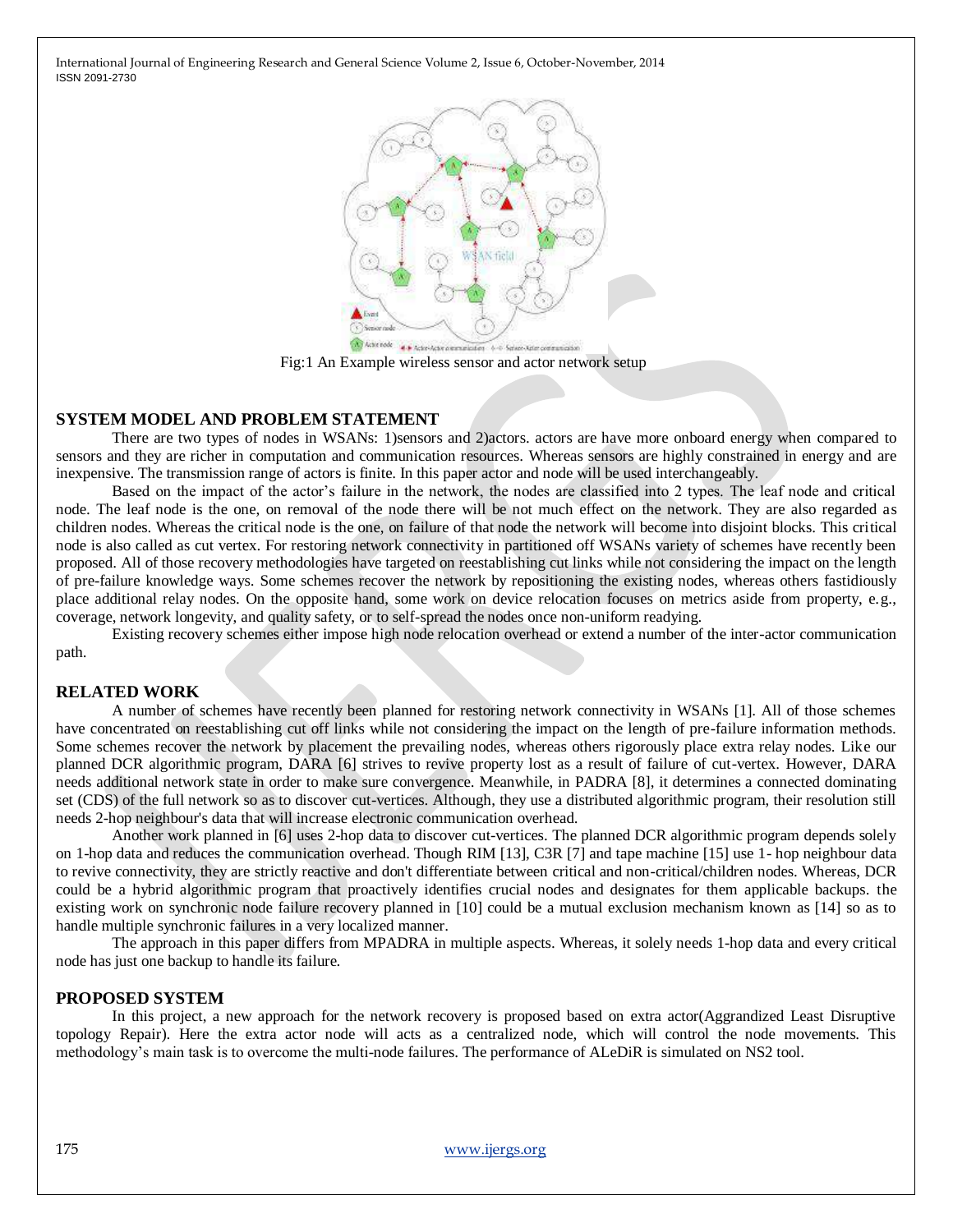Fig:1 An Example wireless sensor and actor network setup

## SYSTEM MODEL AND PROBLEM STATEMENT

There are two types of nodes in WSANs: 1)sensors and 2)actors. actors are have more onboard energy when compared to sensors and they are richer in computation and communication resources. Whereas sensors are highly constrained in energy and are inexpensive. The transmission range of actors is finite. In this paper actor and node will be used interchangeably.

Based on the impact of the actor's failure in the network, the nodes are classified into 2 types. The leaf node and critical node. The leaf node is the one, on removal of the node there will be not much effect on the network. They are also regarded as children nodes. Whereas the critical node is the one, on failure of that node the network will become into disjoint blocks. This critical node is also called as cut vertex. For restoring network connectivity in partitioned off WSANs variety of schemes have recently been proposed. All of those recovery methodologies have targeted on reestablishing cut links while not considering the impact on the length of pre-failure knowledge ways. Some schemes recover the network by repositioning the existing nodes, whereas others fastidiously place additional relay nodes. On the opposite hand, some work on device relocation focuses on metrics aside from property, e.g., coverage, network longevity, and quality safety, or to self-spread the nodes once non-uniform readying.

Existing recovery schemes either impose high node relocation overhead or extend a number of the inter-actor communication path.

## RELATED WORK

A number of schemes have recently been planned for restoring network connectivity in WSANs [1]. All of those schemes have concentrated on reestablishing cut off links while not considering the impact on the length of pre-failure information methods. Some schemes recover the network by placement the prevailing nodes, whereas others rigorously place extra relay nodes. Like our planned DCR algorithmic program, DARA [6] strives to revive property lost as a result of failure of cut-vertex. However, DARA needs additional network state in order to make sure convergence. Meanwhile, in PADRA [8], it determines a connected dominating set (CDS) of the full network so as to discover cut-vertices. Although, they use a distributed algorithmic program, their resolution still needs 2-hop neighbour's data that will increase electronic communication overhead.

Another work planned in [6] uses 2-hop data to discover cut-vertices. The planned DCR algorithmic program depends solely on 1-hop data and reduces the communication overhead. Though RIM [13], C3R [7] and tape machine [15] use 1- hop neighbour data to revive connectivity, they are strictly reactive and don't differentiate between critical and non-critical/children nodes. Whereas, DCR could be a hybrid algorithmic program that proactively identifies crucial nodes and designates for them applicable backups. the existing work on synchronic node failure recovery planned in [10] could be a mutual exclusion mechanism known as [14] so as to handle multiple synchronic failures in a very localized manner.

The approach in this paper differs from MPADRA in multiple aspects. Whereas, it solely needs 1-hop data and every critical node has just one backup to handle its failure.

## PROPOSED SYSTEM

In this project, a new approach for the network recovery is proposed based on extra actor(Aggrandized Least Disruptive topology Repair). Here the extra actor node will acts as a centralized node, which will control the node movements. This methodology's main task is to overcome the multi-node failures. The performance of ALeDiR is simulated on NS2 tool.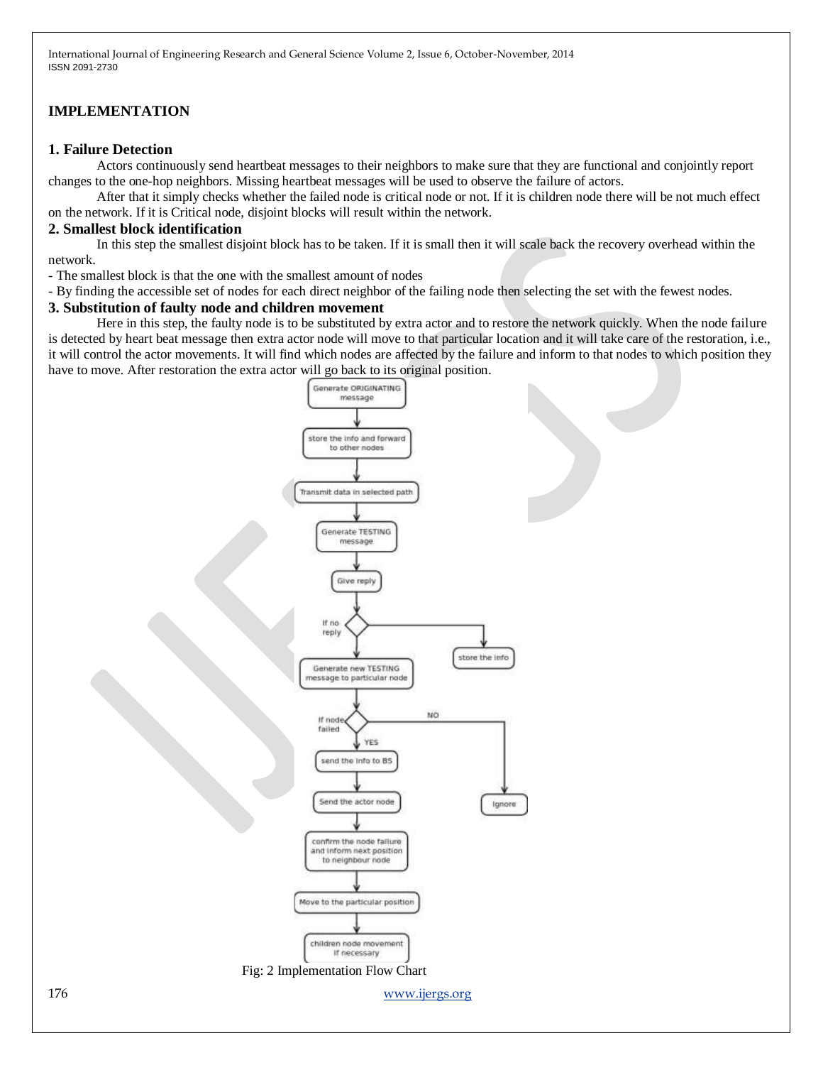## IMPLEMENTATION

### 1. Failure Detection

Actors continuously send heartbeat messages to their neighbors to make sure that they are functional and conjointly report changes to the one-hop neighbors. Missing heartbeat messages will be used to observe the failure of actors.

After that it simply checks whether the failed node is critical node or not. If it is children node there will be not much effect on the network. If it is Critical node, disjoint blocks will result within the network.

### 2. Smallest block identification

In this step the smallest disjoint block has to be taken. If it is small then it will scale back the recovery overhead within the network.

- The smallest block is that the one with the smallest amount of nodes
- By finding the accessible set of nodes for each direct neighbor of the failing node then selecting the set with the fewest nodes.

### 3. Substitution of faulty node and children movement

Here in this step, the faulty node is to be substituted by extra actor and to restore the network quickly. When the node failure is detected by heart beat message then extra actor node will move to that particular location and it will take care of the restoration, i.e., it will control the actor movements. It will find which nodes are affected by the failure and inform to that nodes to which position they have to move. After restoration the extra actor will go back to its original position.

Generate ORIGINATING message → store the info and forward to other nodes → Transmit data in selected path → Generate TESTING message → Give reply → If no reply → Generate new TESTING message to particular node (else: store the info) → If node failed → YES: send the info to BS → Send the actor node → confirm the node failure and inform next position to neighbour node → Move to the particular position → children node movement if necessary; NO: Ignore

Fig: 2 Implementation Flow Chart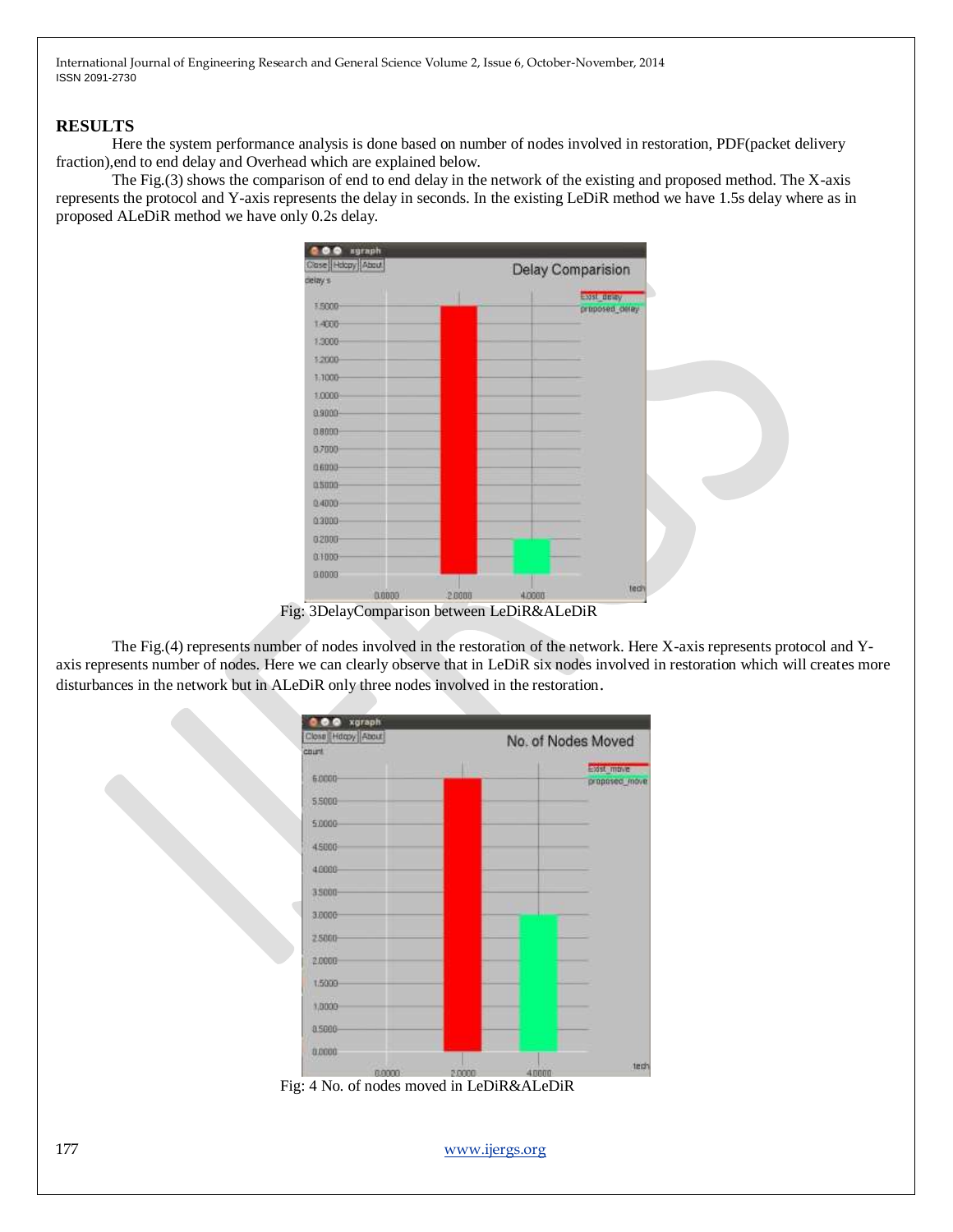## RESULTS

Here the system performance analysis is done based on number of nodes involved in restoration, PDF(packet delivery fraction),end to end delay and Overhead which are explained below.

The Fig.(3) shows the comparison of end to end delay in the network of the existing and proposed method. The X-axis represents the protocol and Y-axis represents the delay in seconds. In the existing LeDiR method we have 1.5s delay where as in proposed ALeDiR method we have only 0.2s delay.

Fig: 3DelayComparison between LeDiR&ALeDiR

The Fig.(4) represents number of nodes involved in the restoration of the network. Here X-axis represents protocol and Y-axis represents number of nodes. Here we can clearly observe that in LeDiR six nodes involved in restoration which will creates more disturbances in the network but in ALeDiR only three nodes involved in the restoration.

Fig: 4 No. of nodes moved in LeDiR&ALeDiR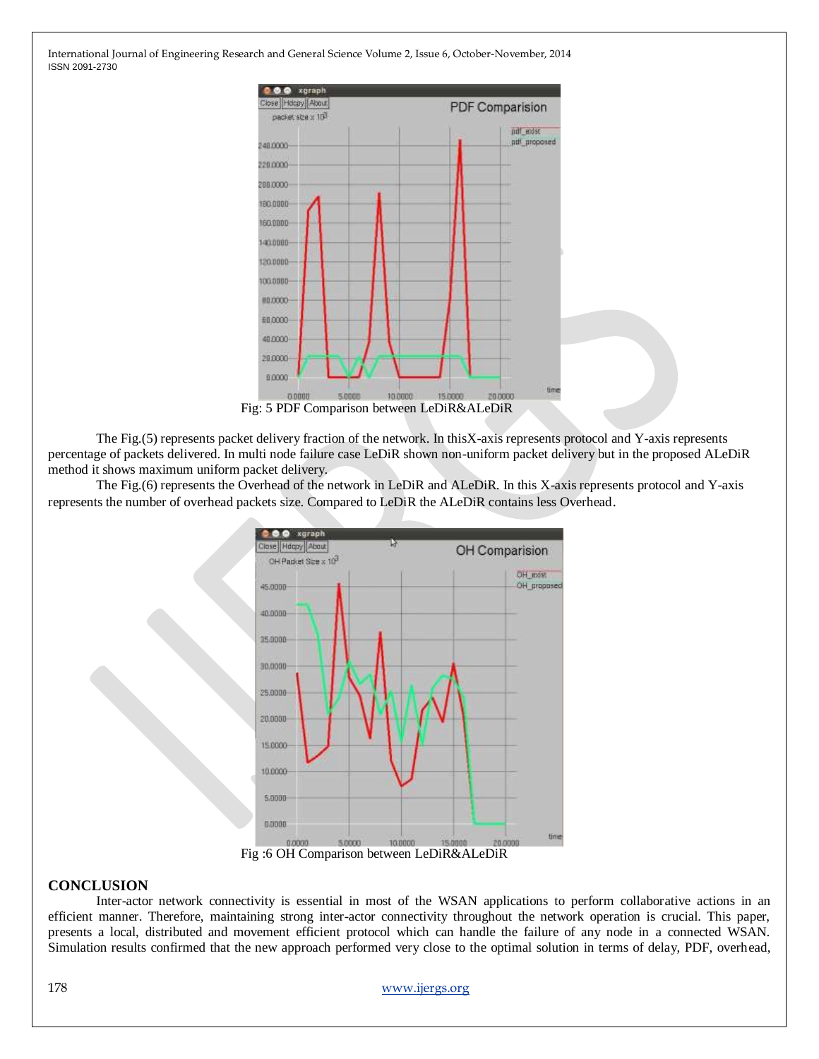Fig: 5 PDF Comparison between LeDiR&ALeDiR

The Fig.(5) represents packet delivery fraction of the network. In thisX-axis represents protocol and Y-axis represents percentage of packets delivered. In multi node failure case LeDiR shown non-uniform packet delivery but in the proposed ALeDiR method it shows maximum uniform packet delivery.

The Fig.(6) represents the Overhead of the network in LeDiR and ALeDiR. In this X-axis represents protocol and Y-axis represents the number of overhead packets size. Compared to LeDiR the ALeDiR contains less Overhead.

Fig :6 OH Comparison between LeDiR&ALeDiR

## CONCLUSION

Inter-actor network connectivity is essential in most of the WSAN applications to perform collaborative actions in an efficient manner. Therefore, maintaining strong inter-actor connectivity throughout the network operation is crucial. This paper, presents a local, distributed and movement efficient protocol which can handle the failure of any node in a connected WSAN. Simulation results confirmed that the new approach performed very close to the optimal solution in terms of delay, PDF, overhead,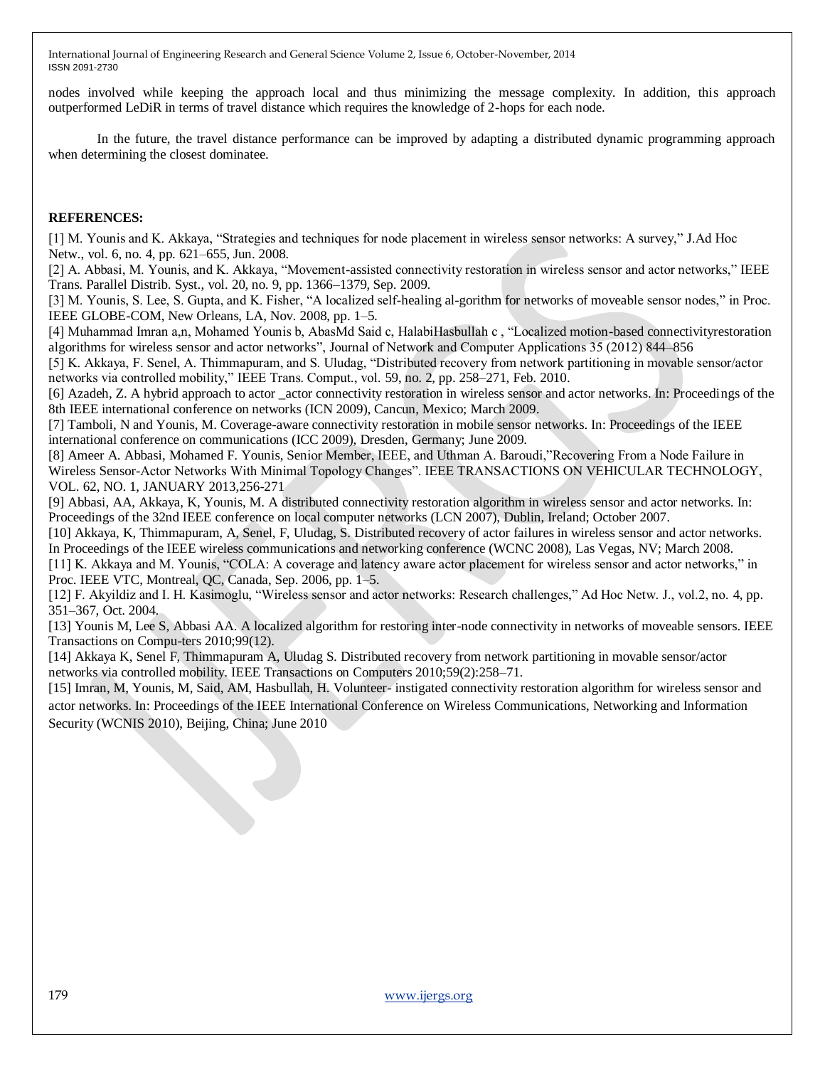nodes involved while keeping the approach local and thus minimizing the message complexity. In addition, this approach outperformed LeDiR in terms of travel distance which requires the knowledge of 2-hops for each node.

In the future, the travel distance performance can be improved by adapting a distributed dynamic programming approach when determining the closest dominatee.

**REFERENCES:**

[1] M. Younis and K. Akkaya, "Strategies and techniques for node placement in wireless sensor networks: A survey," J.Ad Hoc Netw., vol. 6, no. 4, pp. 621–655, Jun. 2008.

[2] A. Abbasi, M. Younis, and K. Akkaya, "Movement-assisted connectivity restoration in wireless sensor and actor networks," IEEE Trans. Parallel Distrib. Syst., vol. 20, no. 9, pp. 1366–1379, Sep. 2009.

[3] M. Younis, S. Lee, S. Gupta, and K. Fisher, "A localized self-healing al-gorithm for networks of moveable sensor nodes," in Proc. IEEE GLOBE-COM, New Orleans, LA, Nov. 2008, pp. 1–5.

[4] Muhammad Imran a,n, Mohamed Younis b, AbasMd Said c, HalabiHasbullah c , "Localized motion-based connectivityrestoration algorithms for wireless sensor and actor networks", Journal of Network and Computer Applications 35 (2012) 844–856

[5] K. Akkaya, F. Senel, A. Thimmapuram, and S. Uludag, "Distributed recovery from network partitioning in movable sensor/actor networks via controlled mobility," IEEE Trans. Comput., vol. 59, no. 2, pp. 258–271, Feb. 2010.

[6] Azadeh, Z. A hybrid approach to actor _actor connectivity restoration in wireless sensor and actor networks. In: Proceedings of the 8th IEEE international conference on networks (ICN 2009), Cancun, Mexico; March 2009.

[7] Tamboli, N and Younis, M. Coverage-aware connectivity restoration in mobile sensor networks. In: Proceedings of the IEEE international conference on communications (ICC 2009), Dresden, Germany; June 2009.

[8] Ameer A. Abbasi, Mohamed F. Younis, Senior Member, IEEE, and Uthman A. Baroudi,"Recovering From a Node Failure in Wireless Sensor-Actor Networks With Minimal Topology Changes". IEEE TRANSACTIONS ON VEHICULAR TECHNOLOGY, VOL. 62, NO. 1, JANUARY 2013,256-271

[9] Abbasi, AA, Akkaya, K, Younis, M. A distributed connectivity restoration algorithm in wireless sensor and actor networks. In: Proceedings of the 32nd IEEE conference on local computer networks (LCN 2007), Dublin, Ireland; October 2007.

[10] Akkaya, K, Thimmapuram, A, Senel, F, Uludag, S. Distributed recovery of actor failures in wireless sensor and actor networks. In Proceedings of the IEEE wireless communications and networking conference (WCNC 2008), Las Vegas, NV; March 2008.

[11] K. Akkaya and M. Younis, "COLA: A coverage and latency aware actor placement for wireless sensor and actor networks," in Proc. IEEE VTC, Montreal, QC, Canada, Sep. 2006, pp. 1–5.

[12] F. Akyildiz and I. H. Kasimoglu, "Wireless sensor and actor networks: Research challenges," Ad Hoc Netw. J., vol.2, no. 4, pp. 351–367, Oct. 2004.

[13] Younis M, Lee S, Abbasi AA. A localized algorithm for restoring inter-node connectivity in networks of moveable sensors. IEEE Transactions on Compu-ters 2010;99(12).

[14] Akkaya K, Senel F, Thimmapuram A, Uludag S. Distributed recovery from network partitioning in movable sensor/actor networks via controlled mobility. IEEE Transactions on Computers 2010;59(2):258–71.

[15] Imran, M, Younis, M, Said, AM, Hasbullah, H. Volunteer- instigated connectivity restoration algorithm for wireless sensor and actor networks. In: Proceedings of the IEEE International Conference on Wireless Communications, Networking and Information Security (WCNIS 2010), Beijing, China; June 2010